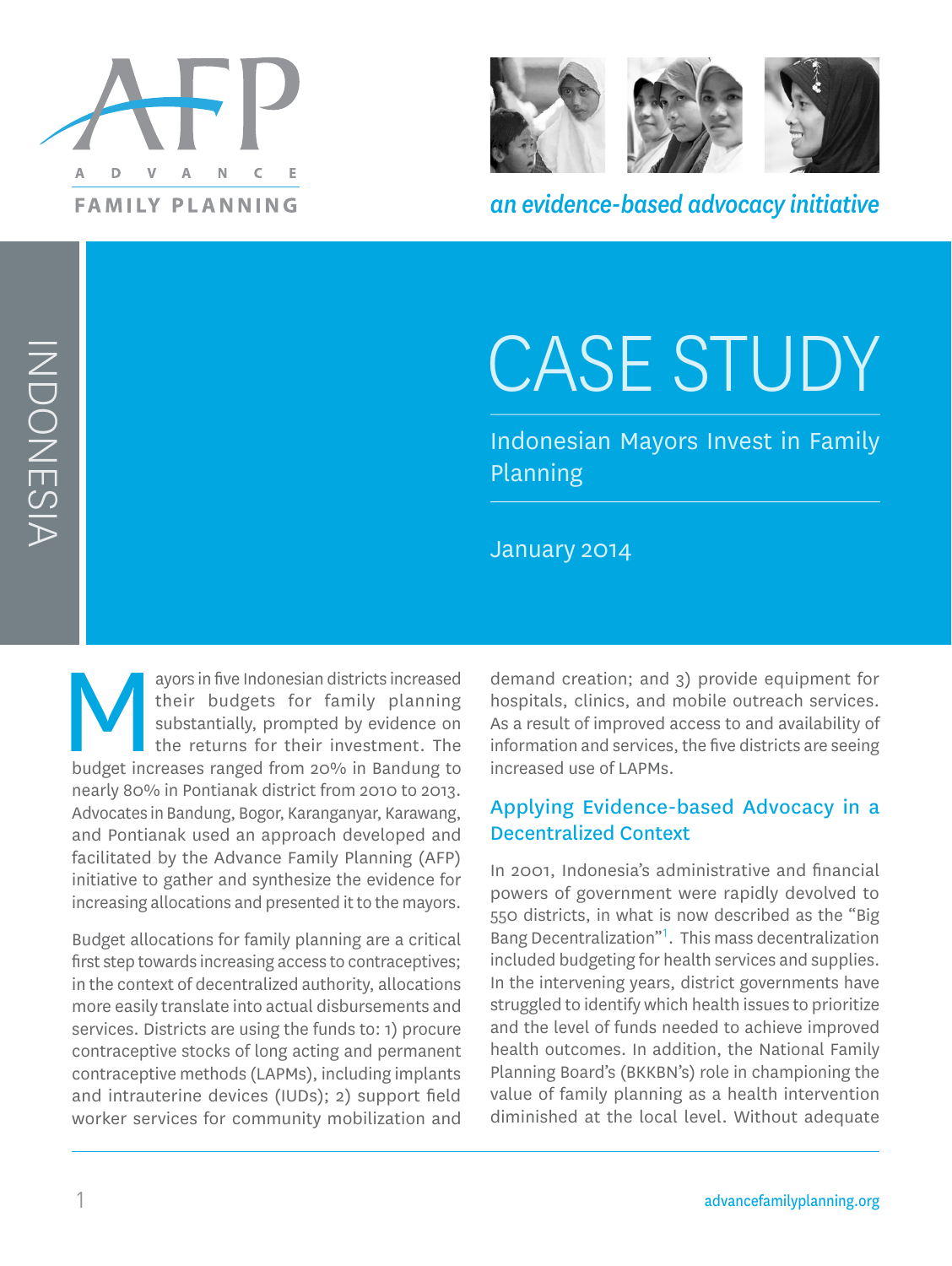ADVANCE FAMILY PLANNING

*an evidence-based advocacy initiative*

INDONESIA

# CASE STUDY

## Indonesian Mayors Invest in Family Planning

January 2014

Mayors in five Indonesian districts increased their budgets for family planning substantially, prompted by evidence on the returns for their investment. The budget increases ranged from 20% in Bandung to nearly 80% in Pontianak district from 2010 to 2013. Advocates in Bandung, Bogor, Karanganyar, Karawang, and Pontianak used an approach developed and facilitated by the Advance Family Planning (AFP) initiative to gather and synthesize the evidence for increasing allocations and presented it to the mayors.

Budget allocations for family planning are a critical first step towards increasing access to contraceptives; in the context of decentralized authority, allocations more easily translate into actual disbursements and services. Districts are using the funds to: 1) procure contraceptive stocks of long acting and permanent contraceptive methods (LAPMs), including implants and intrauterine devices (IUDs); 2) support field worker services for community mobilization and demand creation; and 3) provide equipment for hospitals, clinics, and mobile outreach services. As a result of improved access to and availability of information and services, the five districts are seeing increased use of LAPMs.

## Applying Evidence-based Advocacy in a Decentralized Context

In 2001, Indonesia's administrative and financial powers of government were rapidly devolved to 550 districts, in what is now described as the "Big Bang Decentralization"[1]. This mass decentralization included budgeting for health services and supplies. In the intervening years, district governments have struggled to identify which health issues to prioritize and the level of funds needed to achieve improved health outcomes. In addition, the National Family Planning Board's (BKKBN's) role in championing the value of family planning as a health intervention diminished at the local level. Without adequate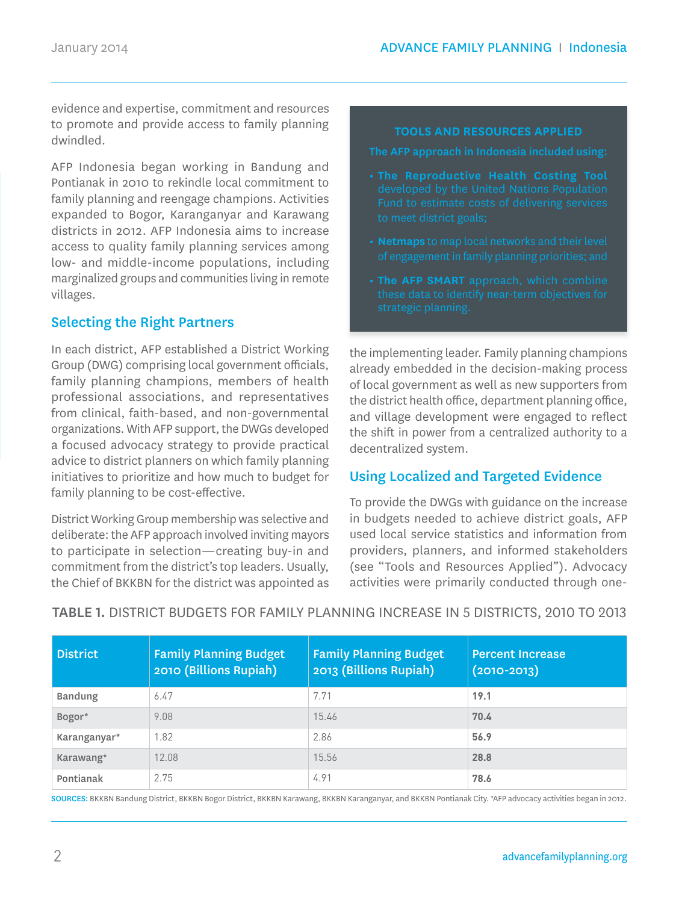evidence and expertise, commitment and resources to promote and provide access to family planning dwindled.

AFP Indonesia began working in Bandung and Pontianak in 2010 to rekindle local commitment to family planning and reengage champions. Activities expanded to Bogor, Karanganyar and Karawang districts in 2012. AFP Indonesia aims to increase access to quality family planning services among low- and middle-income populations, including marginalized groups and communities living in remote villages.

## Selecting the Right Partners

In each district, AFP established a District Working Group (DWG) comprising local government officials, family planning champions, members of health professional associations, and representatives from clinical, faith-based, and non-governmental organizations. With AFP support, the DWGs developed a focused advocacy strategy to provide practical advice to district planners on which family planning initiatives to prioritize and how much to budget for family planning to be cost-effective.

District Working Group membership was selective and deliberate: the AFP approach involved inviting mayors to participate in selection—creating buy-in and commitment from the district's top leaders. Usually, the Chief of BKKBN for the district was appointed as the implementing leader. Family planning champions already embedded in the decision-making process of local government as well as new supporters from the district health office, department planning office, and village development were engaged to reflect the shift in power from a centralized authority to a decentralized system.

> **TOOLS AND RESOURCES APPLIED**
>
> The AFP approach in Indonesia included using:
>
> - **The Reproductive Health Costing Tool** developed by the United Nations Population Fund to estimate costs of delivering services to meet district goals;
> - **Netmaps** to map local networks and their level of engagement in family planning priorities; and
> - **The AFP SMART** approach, which combine these data to identify near-term objectives for strategic planning.

## Using Localized and Targeted Evidence

To provide the DWGs with guidance on the increase in budgets needed to achieve district goals, AFP used local service statistics and information from providers, planners, and informed stakeholders (see "Tools and Resources Applied"). Advocacy activities were primarily conducted through one-

**TABLE 1.** DISTRICT BUDGETS FOR FAMILY PLANNING INCREASE IN 5 DISTRICTS, 2010 TO 2013

| District | Family Planning Budget 2010 (Billions Rupiah) | Family Planning Budget 2013 (Billions Rupiah) | Percent Increase (2010-2013) |
|---|---|---|---|
| Bandung | 6.47 | 7.71 | **19.1** |
| Bogor* | 9.08 | 15.46 | **70.4** |
| Karanganyar* | 1.82 | 2.86 | **56.9** |
| Karawang* | 12.08 | 15.56 | **28.8** |
| Pontianak | 2.75 | 4.91 | **78.6** |

**SOURCES:** BKKBN Bandung District, BKKBN Bogor District, BKKBN Karawang, BKKBN Karanganyar, and BKKBN Pontianak City. *AFP advocacy activities began in 2012.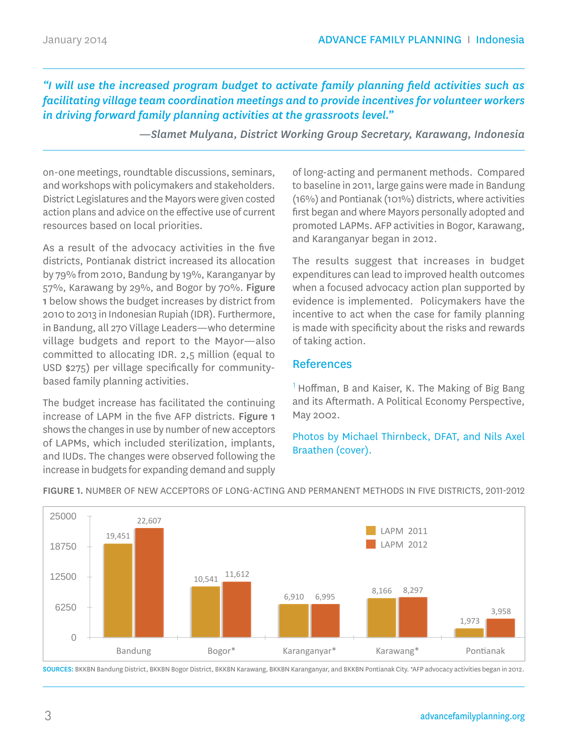*"I will use the increased program budget to activate family planning field activities such as facilitating village team coordination meetings and to provide incentives for volunteer workers in driving forward family planning activities at the grassroots level."*

***—Slamet Mulyana, District Working Group Secretary, Karawang, Indonesia***

on-one meetings, roundtable discussions, seminars, and workshops with policymakers and stakeholders. District Legislatures and the Mayors were given costed action plans and advice on the effective use of current resources based on local priorities.

As a result of the advocacy activities in the five districts, Pontianak district increased its allocation by 79% from 2010, Bandung by 19%, Karanganyar by 57%, Karawang by 29%, and Bogor by 70%. **Figure 1** below shows the budget increases by district from 2010 to 2013 in Indonesian Rupiah (IDR). Furthermore, in Bandung, all 270 Village Leaders—who determine village budgets and report to the Mayor—also committed to allocating IDR. 2,5 million (equal to USD $275) per village specifically for community-based family planning activities.

The budget increase has facilitated the continuing increase of LAPM in the five AFP districts. **Figure 1** shows the changes in use by number of new acceptors of LAPMs, which included sterilization, implants, and IUDs. The changes were observed following the increase in budgets for expanding demand and supply of long-acting and permanent methods. Compared to baseline in 2011, large gains were made in Bandung (16%) and Pontianak (101%) districts, where activities first began and where Mayors personally adopted and promoted LAPMs. AFP activities in Bogor, Karawang, and Karanganyar began in 2012.

The results suggest that increases in budget expenditures can lead to improved health outcomes when a focused advocacy action plan supported by evidence is implemented. Policymakers have the incentive to act when the case for family planning is made with specificity about the risks and rewards of taking action.

## References

[1] Hoffman, B and Kaiser, K. The Making of Big Bang and its Aftermath. A Political Economy Perspective, May 2002.

Photos by Michael Thirnbeck, DFAT, and Nils Axel Braathen (cover).

**FIGURE 1.** NUMBER OF NEW ACCEPTORS OF LONG-ACTING AND PERMANENT METHODS IN FIVE DISTRICTS, 2011-2012

| District | LAPM 2011 | LAPM 2012 |
|---|---|---|
| Bandung | 19,451 | 22,607 |
| Bogor* | 10,541 | 11,612 |
| Karanganyar* | 6,910 | 6,995 |
| Karawang* | 8,166 | 8,297 |
| Pontianak | 1,973 | 3,958 |

**SOURCES:** BKKBN Bandung District, BKKBN Bogor District, BKKBN Karawang, BKKBN Karanganyar, and BKKBN Pontianak City. *AFP advocacy activities began in 2012.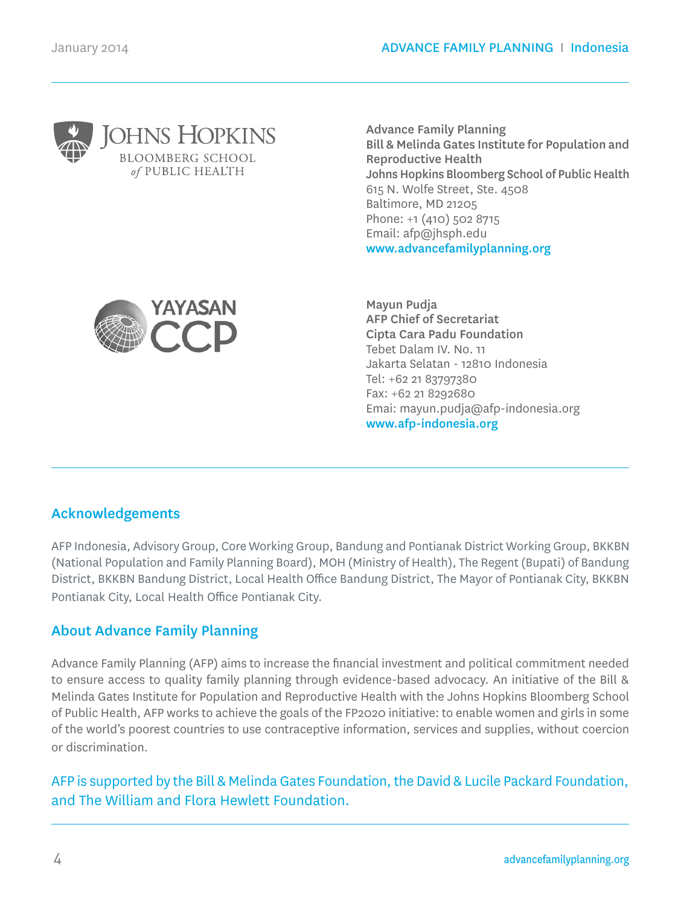**Advance Family Planning**
**Bill & Melinda Gates Institute for Population and Reproductive Health**
**Johns Hopkins Bloomberg School of Public Health**
615 N. Wolfe Street, Ste. 4508
Baltimore, MD 21205
Phone: +1 (410) 502 8715
Email: afp@jhsph.edu
**www.advancefamilyplanning.org**

**Mayun Pudja**
**AFP Chief of Secretariat**
**Cipta Cara Padu Foundation**
Tebet Dalam IV. No. 11
Jakarta Selatan - 12810 Indonesia
Tel: +62 21 83797380
Fax: +62 21 8292680
Emai: mayun.pudja@afp-indonesia.org
**www.afp-indonesia.org**

## Acknowledgements

AFP Indonesia, Advisory Group, Core Working Group, Bandung and Pontianak District Working Group, BKKBN (National Population and Family Planning Board), MOH (Ministry of Health), The Regent (Bupati) of Bandung District, BKKBN Bandung District, Local Health Office Bandung District, The Mayor of Pontianak City, BKKBN Pontianak City, Local Health Office Pontianak City.

## About Advance Family Planning

Advance Family Planning (AFP) aims to increase the financial investment and political commitment needed to ensure access to quality family planning through evidence-based advocacy. An initiative of the Bill & Melinda Gates Institute for Population and Reproductive Health with the Johns Hopkins Bloomberg School of Public Health, AFP works to achieve the goals of the FP2020 initiative: to enable women and girls in some of the world's poorest countries to use contraceptive information, services and supplies, without coercion or discrimination.

AFP is supported by the Bill & Melinda Gates Foundation, the David & Lucile Packard Foundation, and The William and Flora Hewlett Foundation.